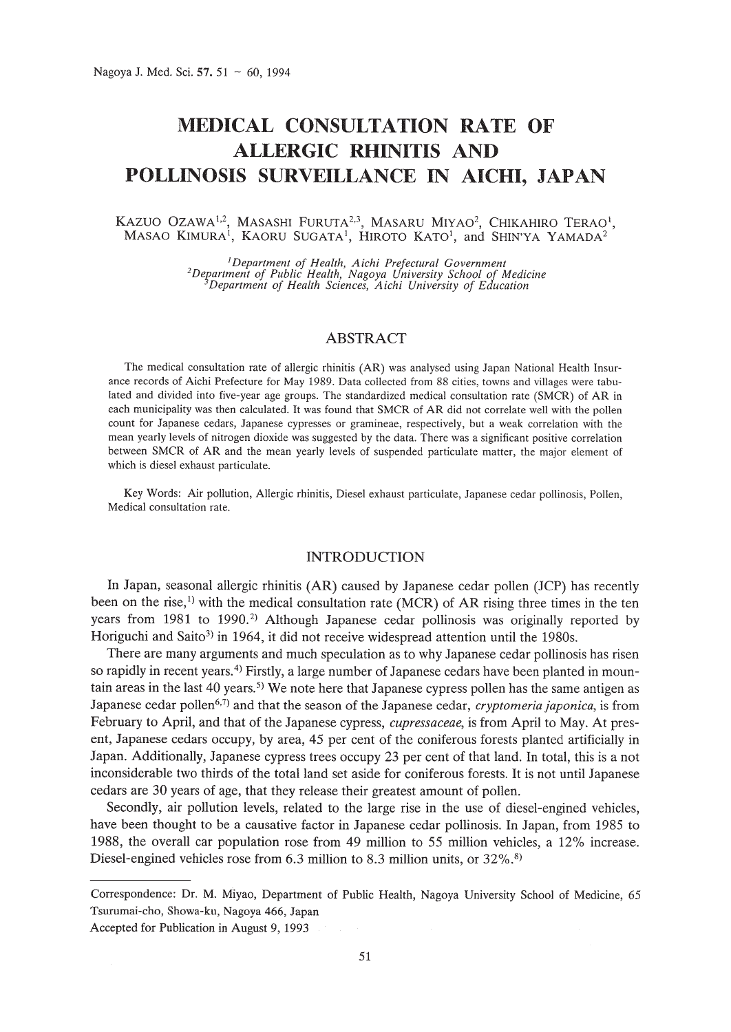# MEDICAL CONSULTATION RATE OF ALLERGIC RHINITIS AND POLLINOSIS SURVEILLANCE IN AICHI, JAPAN

KAZUO OZAWA[1,2], MASASHI FURUTA[2,3], MASARU MIYAO[2], CHIKAHIRO TERAO[1], MASAO KIMURA[1], KAORU SUGATA[1], HIROTO KATO[1], and SHIN'YA YAMADA[2]

*[1]Department of Health, Aichi Prefectural Government*
*[2]Department of Public Health, Nagoya University School of Medicine*
*[3]Department of Health Sciences, Aichi University of Education*

## ABSTRACT

The medical consultation rate of allergic rhinitis (AR) was analysed using Japan National Health Insurance records of Aichi Prefecture for May 1989. Data collected from 88 cities, towns and villages were tabulated and divided into five-year age groups. The standardized medical consultation rate (SMCR) of AR in each municipality was then calculated. It was found that SMCR of AR did not correlate well with the pollen count for Japanese cedars, Japanese cypresses or gramineae, respectively, but a weak correlation with the mean yearly levels of nitrogen dioxide was suggested by the data. There was a significant positive correlation between SMCR of AR and the mean yearly levels of suspended particulate matter, the major element of which is diesel exhaust particulate.

Key Words: Air pollution, Allergic rhinitis, Diesel exhaust particulate, Japanese cedar pollinosis, Pollen, Medical consultation rate.

## INTRODUCTION

In Japan, seasonal allergic rhinitis (AR) caused by Japanese cedar pollen (JCP) has recently been on the rise,[1] with the medical consultation rate (MCR) of AR rising three times in the ten years from 1981 to 1990.[2] Although Japanese cedar pollinosis was originally reported by Horiguchi and Saito[3] in 1964, it did not receive widespread attention until the 1980s.

There are many arguments and much speculation as to why Japanese cedar pollinosis has risen so rapidly in recent years.[4] Firstly, a large number of Japanese cedars have been planted in mountain areas in the last 40 years.[5] We note here that Japanese cypress pollen has the same antigen as Japanese cedar pollen[6,7] and that the season of the Japanese cedar, *cryptomeria japonica*, is from February to April, and that of the Japanese cypress, *cupressaceae*, is from April to May. At present, Japanese cedars occupy, by area, 45 per cent of the coniferous forests planted artificially in Japan. Additionally, Japanese cypress trees occupy 23 per cent of that land. In total, this is a not inconsiderable two thirds of the total land set aside for coniferous forests. It is not until Japanese cedars are 30 years of age, that they release their greatest amount of pollen.

Secondly, air pollution levels, related to the large rise in the use of diesel-engined vehicles, have been thought to be a causative factor in Japanese cedar pollinosis. In Japan, from 1985 to 1988, the overall car population rose from 49 million to 55 million vehicles, a 12% increase. Diesel-engined vehicles rose from 6.3 million to 8.3 million units, or 32%.[8]

---

Correspondence: Dr. M. Miyao, Department of Public Health, Nagoya University School of Medicine, 65 Tsurumai-cho, Showa-ku, Nagoya 466, Japan

Accepted for Publication in August 9, 1993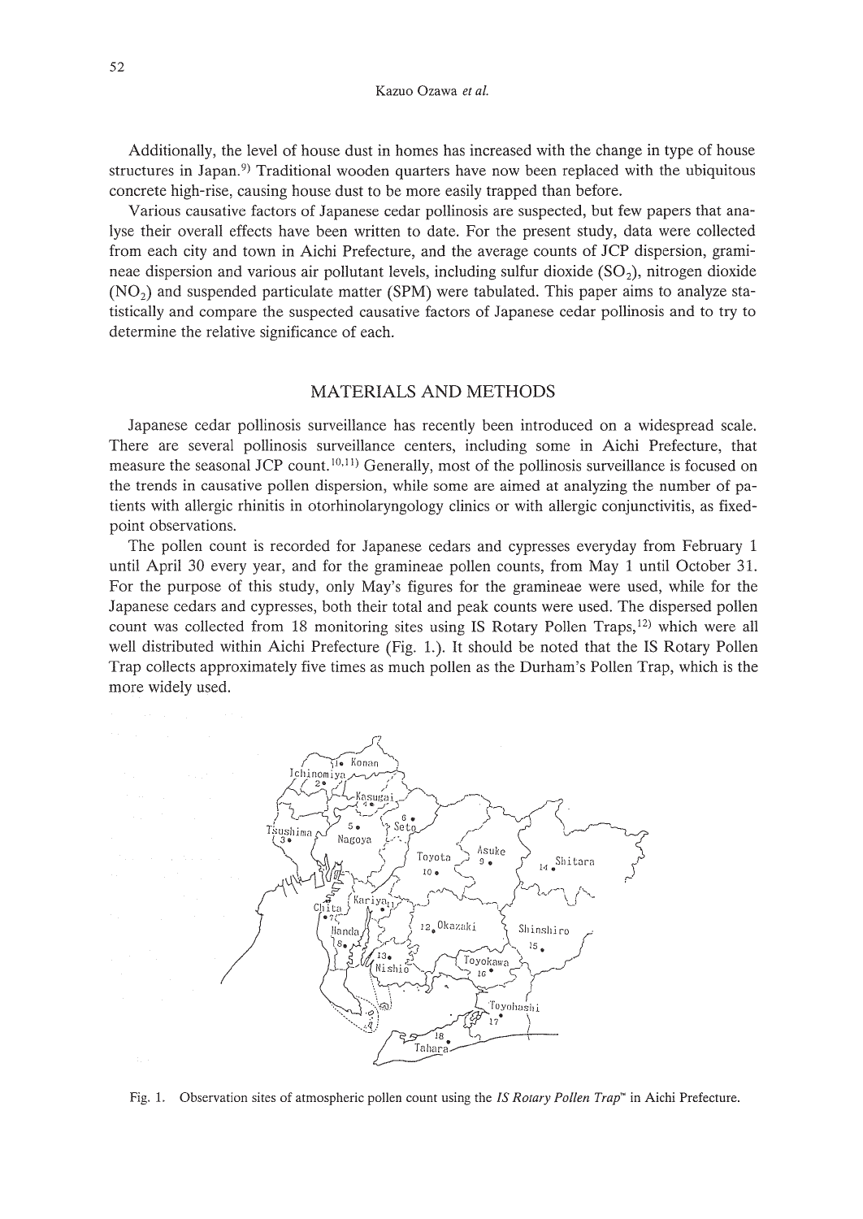Additionally, the level of house dust in homes has increased with the change in type of house structures in Japan.[9] Traditional wooden quarters have now been replaced with the ubiquitous concrete high-rise, causing house dust to be more easily trapped than before.

Various causative factors of Japanese cedar pollinosis are suspected, but few papers that analyse their overall effects have been written to date. For the present study, data were collected from each city and town in Aichi Prefecture, and the average counts of JCP dispersion, gramineae dispersion and various air pollutant levels, including sulfur dioxide ($SO_2$), nitrogen dioxide ($NO_2$) and suspended particulate matter (SPM) were tabulated. This paper aims to analyze statistically and compare the suspected causative factors of Japanese cedar pollinosis and to try to determine the relative significance of each.

## MATERIALS AND METHODS

Japanese cedar pollinosis surveillance has recently been introduced on a widespread scale. There are several pollinosis surveillance centers, including some in Aichi Prefecture, that measure the seasonal JCP count.[10,11] Generally, most of the pollinosis surveillance is focused on the trends in causative pollen dispersion, while some are aimed at analyzing the number of patients with allergic rhinitis in otorhinolaryngology clinics or with allergic conjunctivitis, as fixed-point observations.

The pollen count is recorded for Japanese cedars and cypresses everyday from February 1 until April 30 every year, and for the gramineae pollen counts, from May 1 until October 31. For the purpose of this study, only May's figures for the gramineae were used, while for the Japanese cedars and cypresses, both their total and peak counts were used. The dispersed pollen count was collected from 18 monitoring sites using IS Rotary Pollen Traps,[12] which were all well distributed within Aichi Prefecture (Fig. 1.). It should be noted that the IS Rotary Pollen Trap collects approximately five times as much pollen as the Durham's Pollen Trap, which is the more widely used.

Fig. 1. Observation sites of atmospheric pollen count using the *IS Rotary Pollen Trap*™ in Aichi Prefecture.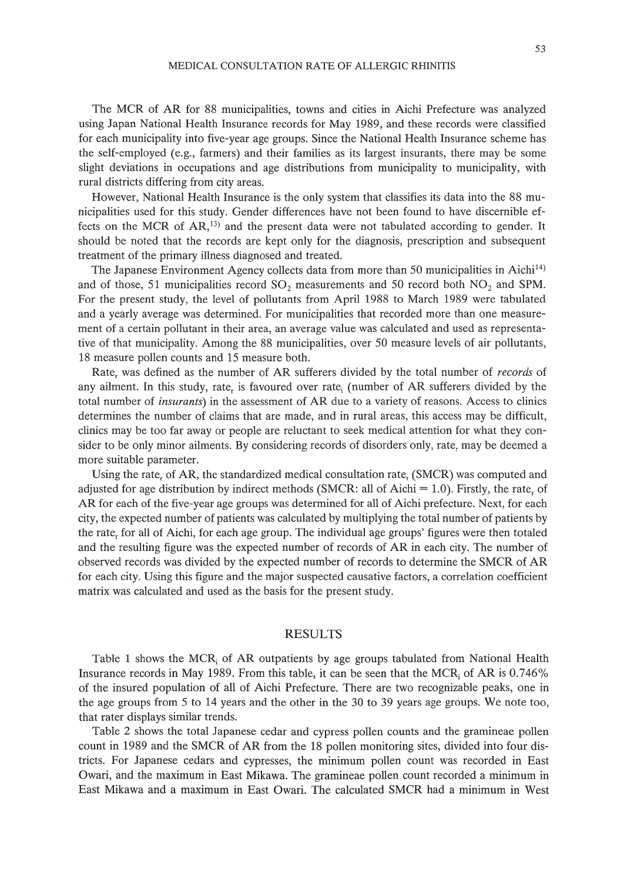The MCR of AR for 88 municipalities, towns and cities in Aichi Prefecture was analyzed using Japan National Health Insurance records for May 1989, and these records were classified for each municipality into five-year age groups. Since the National Health Insurance scheme has the self-employed (e.g., farmers) and their families as its largest insurants, there may be some slight deviations in occupations and age distributions from municipality to municipality, with rural districts differing from city areas.

However, National Health Insurance is the only system that classifies its data into the 88 municipalities used for this study. Gender differences have not been found to have discernible effects on the MCR of AR,[13] and the present data were not tabulated according to gender. It should be noted that the records are kept only for the diagnosis, prescription and subsequent treatment of the primary illness diagnosed and treated.

The Japanese Environment Agency collects data from more than 50 municipalities in Aichi[14] and of those, 51 municipalities record $SO_2$ measurements and 50 record both $NO_2$ and SPM. For the present study, the level of pollutants from April 1988 to March 1989 were tabulated and a yearly average was determined. For municipalities that recorded more than one measurement of a certain pollutant in their area, an average value was calculated and used as representative of that municipality. Among the 88 municipalities, over 50 measure levels of air pollutants, 18 measure pollen counts and 15 measure both.

$Rate_r$ was defined as the number of AR sufferers divided by the total number of *records* of any ailment. In this study, $rate_r$ is favoured over $rate_i$ (number of AR sufferers divided by the total number of *insurants*) in the assessment of AR due to a variety of reasons. Access to clinics determines the number of claims that are made, and in rural areas, this access may be difficult, clinics may be too far away or people are reluctant to seek medical attention for what they consider to be only minor ailments. By considering records of disorders only, $rate_r$ may be deemed a more suitable parameter.

Using the $rate_r$ of AR, the standardized medical consultation $rate_r$ (SMCR) was computed and adjusted for age distribution by indirect methods (SMCR: all of Aichi = 1.0). Firstly, the $rate_r$ of AR for each of the five-year age groups was determined for all of Aichi prefecture. Next, for each city, the expected number of patients was calculated by multiplying the total number of patients by the $rate_r$ for all of Aichi, for each age group. The individual age groups' figures were then totaled and the resulting figure was the expected number of records of AR in each city. The number of observed records was divided by the expected number of records to determine the SMCR of AR for each city. Using this figure and the major suspected causative factors, a correlation coefficient matrix was calculated and used as the basis for the present study.

## RESULTS

Table 1 shows the $MCR_i$ of AR outpatients by age groups tabulated from National Health Insurance records in May 1989. From this table, it can be seen that the $MCR_i$ of AR is 0.746% of the insured population of all of Aichi Prefecture. There are two recognizable peaks, one in the age groups from 5 to 14 years and the other in the 30 to 39 years age groups. We note too, that $rate_r$ displays similar trends.

Table 2 shows the total Japanese cedar and cypress pollen counts and the gramineae pollen count in 1989 and the SMCR of AR from the 18 pollen monitoring sites, divided into four districts. For Japanese cedars and cypresses, the minimum pollen count was recorded in East Owari, and the maximum in East Mikawa. The gramineae pollen count recorded a minimum in East Mikawa and a maximum in East Owari. The calculated SMCR had a minimum in West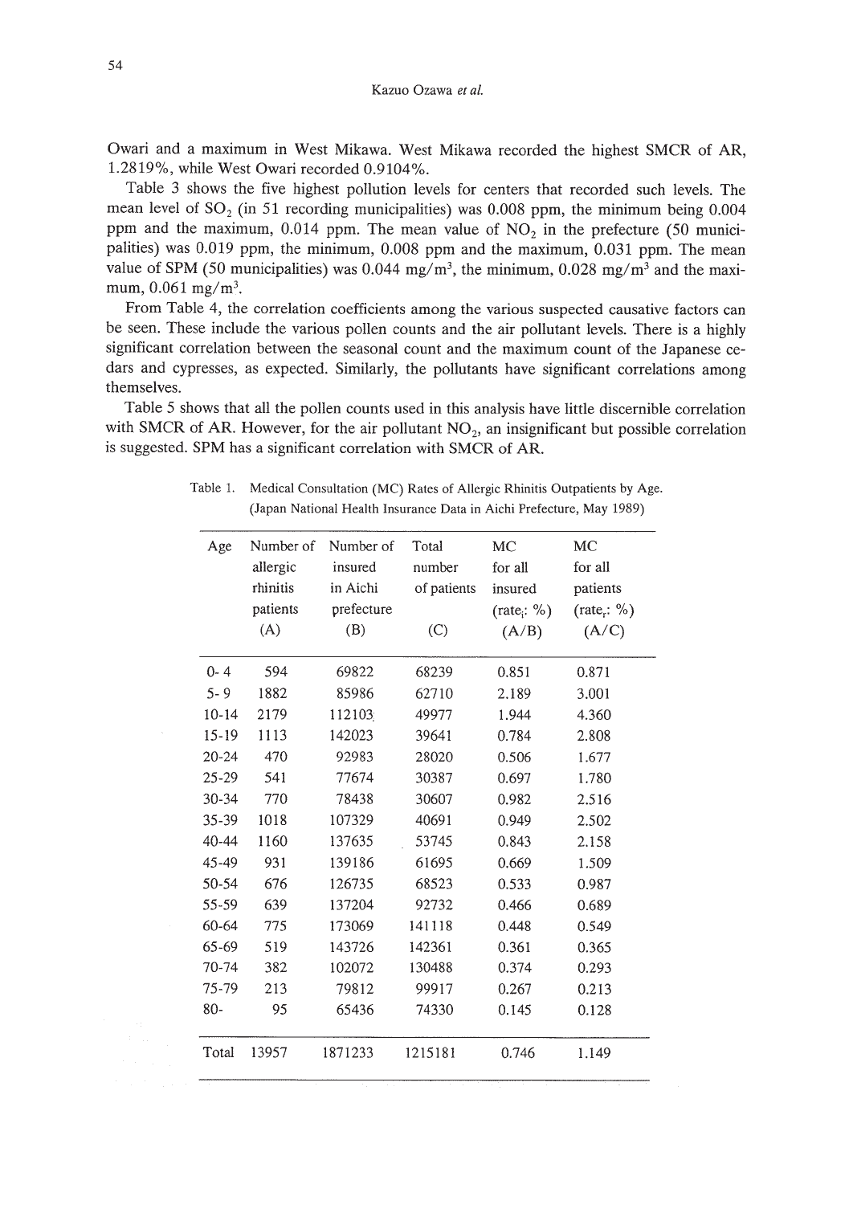Owari and a maximum in West Mikawa. West Mikawa recorded the highest SMCR of AR, 1.2819%, while West Owari recorded 0.9104%.

Table 3 shows the five highest pollution levels for centers that recorded such levels. The mean level of $SO_2$ (in 51 recording municipalities) was 0.008 ppm, the minimum being 0.004 ppm and the maximum, 0.014 ppm. The mean value of $NO_2$ in the prefecture (50 municipalities) was 0.019 ppm, the minimum, 0.008 ppm and the maximum, 0.031 ppm. The mean value of SPM (50 municipalities) was 0.044 mg/m$^3$, the minimum, 0.028 mg/m$^3$ and the maximum, 0.061 mg/m$^3$.

From Table 4, the correlation coefficients among the various suspected causative factors can be seen. These include the various pollen counts and the air pollutant levels. There is a highly significant correlation between the seasonal count and the maximum count of the Japanese cedars and cypresses, as expected. Similarly, the pollutants have significant correlations among themselves.

Table 5 shows that all the pollen counts used in this analysis have little discernible correlation with SMCR of AR. However, for the air pollutant $NO_2$, an insignificant but possible correlation is suggested. SPM has a significant correlation with SMCR of AR.

Table 1. Medical Consultation (MC) Rates of Allergic Rhinitis Outpatients by Age. (Japan National Health Insurance Data in Aichi Prefecture, May 1989)

| Age | Number of allergic rhinitis patients (A) | Number of insured in Aichi prefecture (B) | Total number of patients (C) | MC for all insured (rate$_i$: %) (A/B) | MC for all patients (rate$_r$: %) (A/C) |
|---|---|---|---|---|---|
| 0- 4 | 594 | 69822 | 68239 | 0.851 | 0.871 |
| 5- 9 | 1882 | 85986 | 62710 | 2.189 | 3.001 |
| 10-14 | 2179 | 112103 | 49977 | 1.944 | 4.360 |
| 15-19 | 1113 | 142023 | 39641 | 0.784 | 2.808 |
| 20-24 | 470 | 92983 | 28020 | 0.506 | 1.677 |
| 25-29 | 541 | 77674 | 30387 | 0.697 | 1.780 |
| 30-34 | 770 | 78438 | 30607 | 0.982 | 2.516 |
| 35-39 | 1018 | 107329 | 40691 | 0.949 | 2.502 |
| 40-44 | 1160 | 137635 | 53745 | 0.843 | 2.158 |
| 45-49 | 931 | 139186 | 61695 | 0.669 | 1.509 |
| 50-54 | 676 | 126735 | 68523 | 0.533 | 0.987 |
| 55-59 | 639 | 137204 | 92732 | 0.466 | 0.689 |
| 60-64 | 775 | 173069 | 141118 | 0.448 | 0.549 |
| 65-69 | 519 | 143726 | 142361 | 0.361 | 0.365 |
| 70-74 | 382 | 102072 | 130488 | 0.374 | 0.293 |
| 75-79 | 213 | 79812 | 99917 | 0.267 | 0.213 |
| 80- | 95 | 65436 | 74330 | 0.145 | 0.128 |
| Total | 13957 | 1871233 | 1215181 | 0.746 | 1.149 |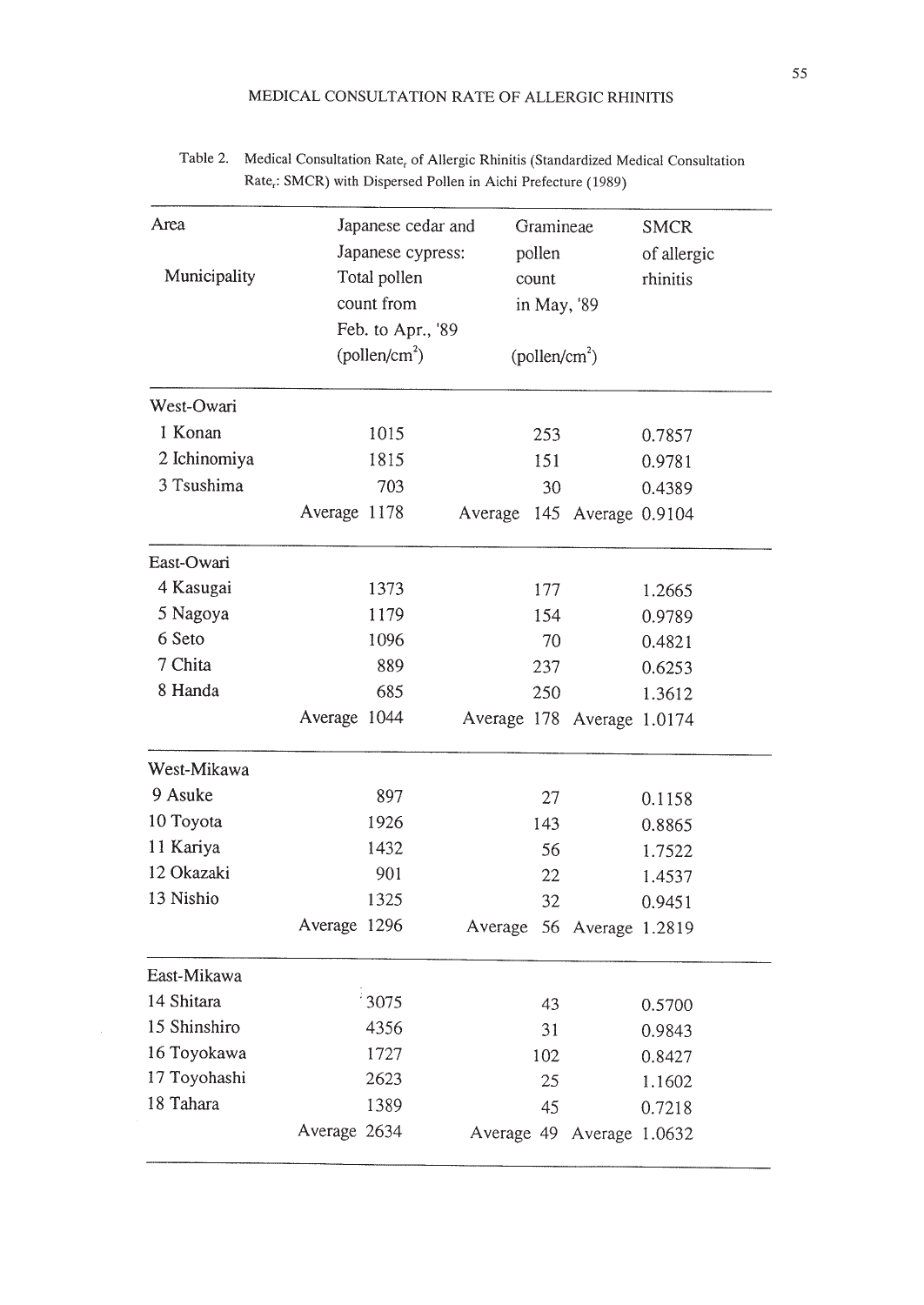Table 2. Medical Consultation Rate$_r$ of Allergic Rhinitis (Standardized Medical Consultation Rate$_r$: SMCR) with Dispersed Pollen in Aichi Prefecture (1989)

| Area / Municipality | Japanese cedar and Japanese cypress: Total pollen count from Feb. to Apr., '89 (pollen/cm$^2$) | Gramineae pollen count in May, '89 (pollen/cm$^2$) | SMCR of allergic rhinitis |
|---|---|---|---|
| **West-Owari** | | | |
| 1 Konan | 1015 | 253 | 0.7857 |
| 2 Ichinomiya | 1815 | 151 | 0.9781 |
| 3 Tsushima | 703 | 30 | 0.4389 |
| | Average 1178 | Average 145 | Average 0.9104 |
| **East-Owari** | | | |
| 4 Kasugai | 1373 | 177 | 1.2665 |
| 5 Nagoya | 1179 | 154 | 0.9789 |
| 6 Seto | 1096 | 70 | 0.4821 |
| 7 Chita | 889 | 237 | 0.6253 |
| 8 Handa | 685 | 250 | 1.3612 |
| | Average 1044 | Average 178 | Average 1.0174 |
| **West-Mikawa** | | | |
| 9 Asuke | 897 | 27 | 0.1158 |
| 10 Toyota | 1926 | 143 | 0.8865 |
| 11 Kariya | 1432 | 56 | 1.7522 |
| 12 Okazaki | 901 | 22 | 1.4537 |
| 13 Nishio | 1325 | 32 | 0.9451 |
| | Average 1296 | Average 56 | Average 1.2819 |
| **East-Mikawa** | | | |
| 14 Shitara | 3075 | 43 | 0.5700 |
| 15 Shinshiro | 4356 | 31 | 0.9843 |
| 16 Toyokawa | 1727 | 102 | 0.8427 |
| 17 Toyohashi | 2623 | 25 | 1.1602 |
| 18 Tahara | 1389 | 45 | 0.7218 |
| | Average 2634 | Average 49 | Average 1.0632 |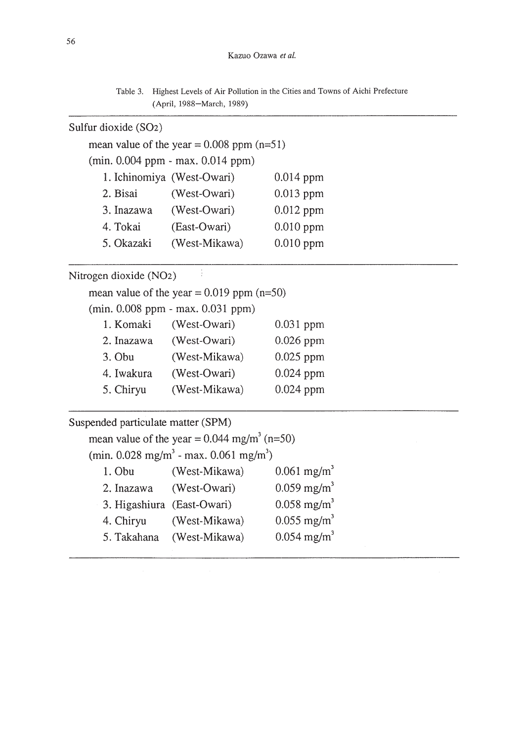Table 3. Highest Levels of Air Pollution in the Cities and Towns of Aichi Prefecture (April, 1988–March, 1989)

**Sulfur dioxide ($SO_2$)**

mean value of the year = 0.008 ppm (n=51)

(min. 0.004 ppm - max. 0.014 ppm)

| Rank | City/Town | Region | Level |
|---|---|---|---|
| 1. | Ichinomiya | (West-Owari) | 0.014 ppm |
| 2. | Bisai | (West-Owari) | 0.013 ppm |
| 3. | Inazawa | (West-Owari) | 0.012 ppm |
| 4. | Tokai | (East-Owari) | 0.010 ppm |
| 5. | Okazaki | (West-Mikawa) | 0.010 ppm |

**Nitrogen dioxide ($NO_2$)**

mean value of the year = 0.019 ppm (n=50)

(min. 0.008 ppm - max. 0.031 ppm)

| Rank | City/Town | Region | Level |
|---|---|---|---|
| 1. | Komaki | (West-Owari) | 0.031 ppm |
| 2. | Inazawa | (West-Owari) | 0.026 ppm |
| 3. | Obu | (West-Mikawa) | 0.025 ppm |
| 4. | Iwakura | (West-Owari) | 0.024 ppm |
| 5. | Chiryu | (West-Mikawa) | 0.024 ppm |

**Suspended particulate matter (SPM)**

mean value of the year = 0.044 $mg/m^3$ (n=50)

(min. 0.028 $mg/m^3$ - max. 0.061 $mg/m^3$)

| Rank | City/Town | Region | Level |
|---|---|---|---|
| 1. | Obu | (West-Mikawa) | 0.061 $mg/m^3$ |
| 2. | Inazawa | (West-Owari) | 0.059 $mg/m^3$ |
| 3. | Higashiura | (East-Owari) | 0.058 $mg/m^3$ |
| 4. | Chiryu | (West-Mikawa) | 0.055 $mg/m^3$ |
| 5. | Takahana | (West-Mikawa) | 0.054 $mg/m^3$ |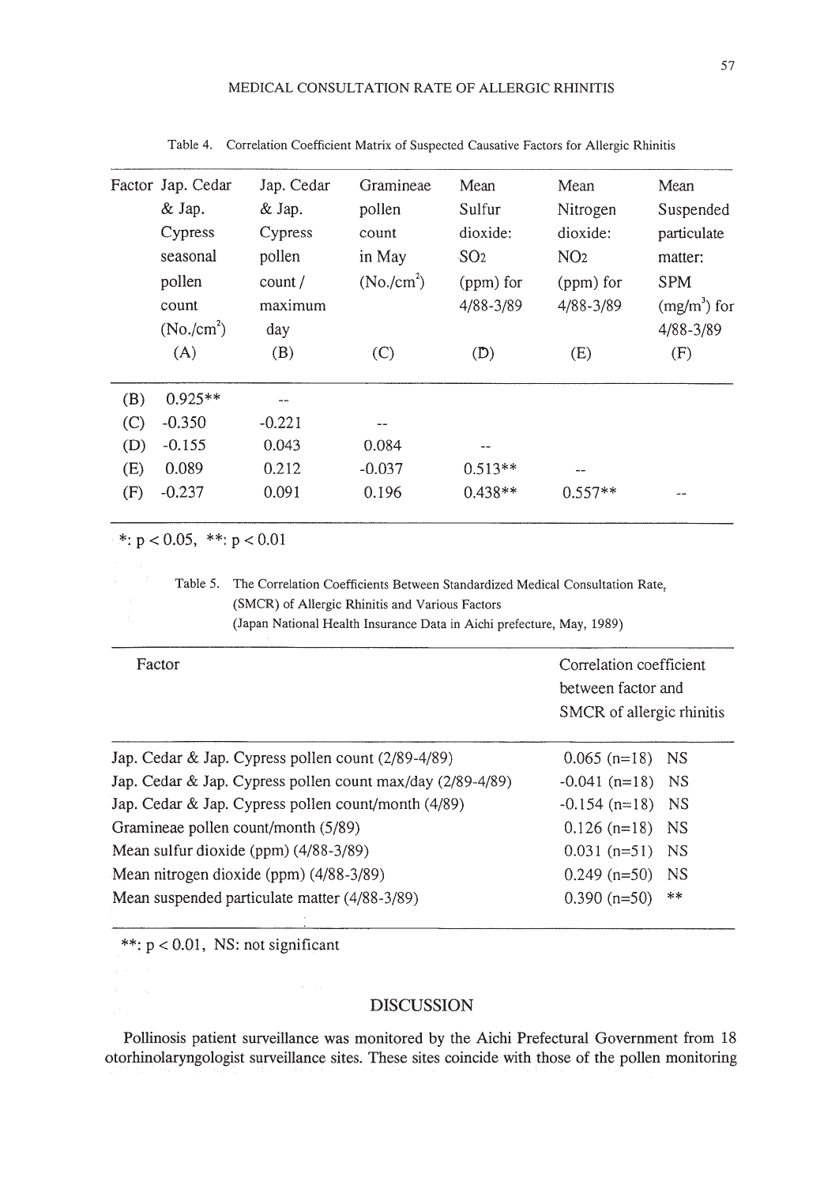Table 4. Correlation Coefficient Matrix of Suspected Causative Factors for Allergic Rhinitis

| Factor | Jap. Cedar & Jap. Cypress seasonal pollen count (No./cm$^2$) (A) | Jap. Cedar & Jap. Cypress pollen count / maximum day (B) | Gramineae pollen count in May (No./cm$^2$) (C) | Mean Sulfur dioxide: $SO_2$ (ppm) for 4/88-3/89 (D) | Mean Nitrogen dioxide: $NO_2$ (ppm) for 4/88-3/89 (E) | Mean Suspended particulate matter: SPM (mg/m$^3$) for 4/88-3/89 (F) |
|---|---|---|---|---|---|---|
| (B) | 0.925** | -- | | | | |
| (C) | -0.350 | -0.221 | -- | | | |
| (D) | -0.155 | 0.043 | 0.084 | -- | | |
| (E) | 0.089 | 0.212 | -0.037 | 0.513** | -- | |
| (F) | -0.237 | 0.091 | 0.196 | 0.438** | 0.557** | -- |

*: $p < 0.05$, **: $p < 0.01$

Table 5. The Correlation Coefficients Between Standardized Medical Consultation Rate, (SMCR) of Allergic Rhinitis and Various Factors (Japan National Health Insurance Data in Aichi prefecture, May, 1989)

| Factor | Correlation coefficient between factor and SMCR of allergic rhinitis |
|---|---|
| Jap. Cedar & Jap. Cypress pollen count (2/89-4/89) | 0.065 (n=18) NS |
| Jap. Cedar & Jap. Cypress pollen count max/day (2/89-4/89) | -0.041 (n=18) NS |
| Jap. Cedar & Jap. Cypress pollen count/month (4/89) | -0.154 (n=18) NS |
| Gramineae pollen count/month (5/89) | 0.126 (n=18) NS |
| Mean sulfur dioxide (ppm) (4/88-3/89) | 0.031 (n=51) NS |
| Mean nitrogen dioxide (ppm) (4/88-3/89) | 0.249 (n=50) NS |
| Mean suspended particulate matter (4/88-3/89) | 0.390 (n=50) ** |

**: $p < 0.01$, NS: not significant

## DISCUSSION

Pollinosis patient surveillance was monitored by the Aichi Prefectural Government from 18 otorhinolaryngologist surveillance sites. These sites coincide with those of the pollen monitoring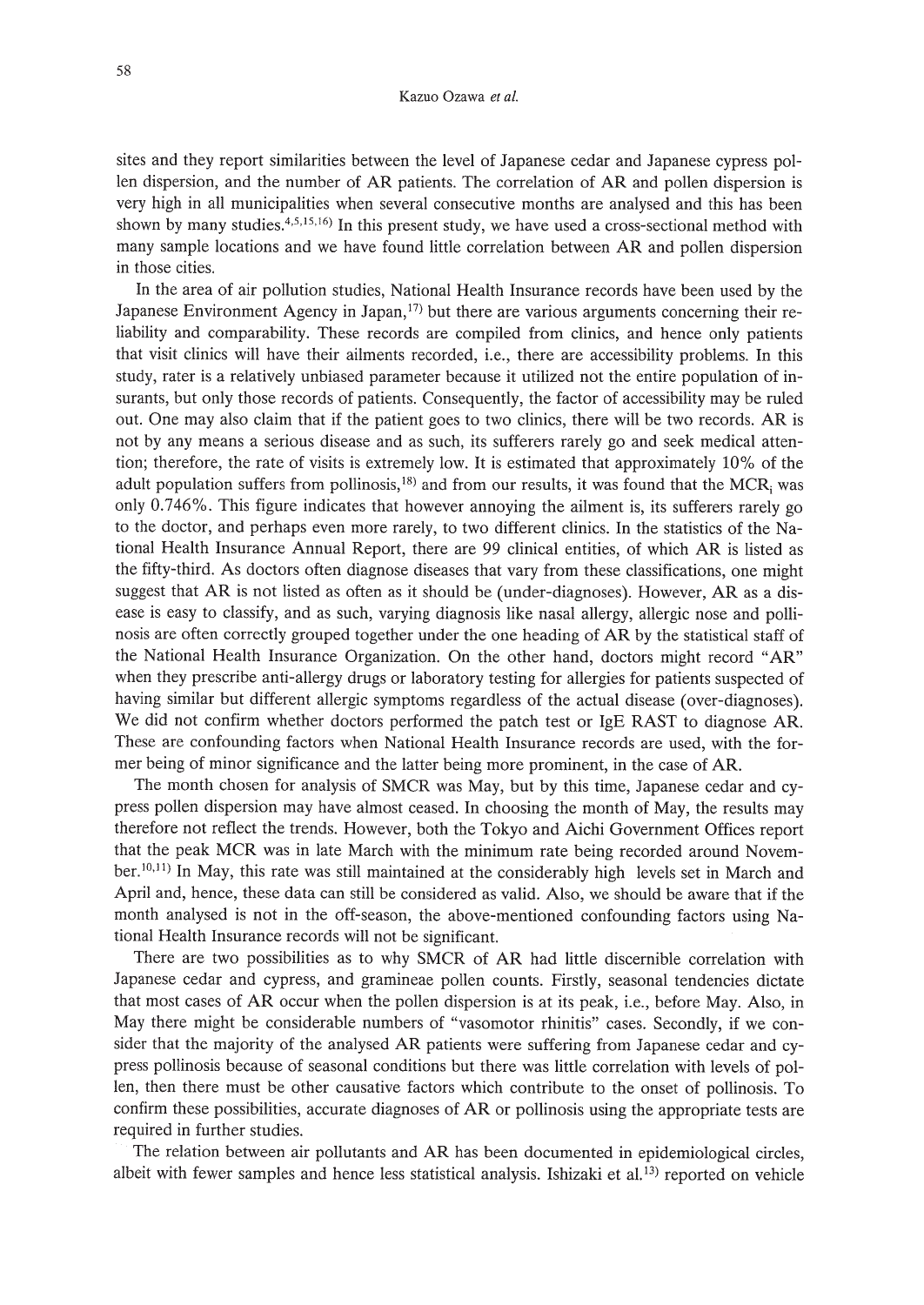sites and they report similarities between the level of Japanese cedar and Japanese cypress pollen dispersion, and the number of AR patients. The correlation of AR and pollen dispersion is very high in all municipalities when several consecutive months are analysed and this has been shown by many studies.[4,5,15,16] In this present study, we have used a cross-sectional method with many sample locations and we have found little correlation between AR and pollen dispersion in those cities.

In the area of air pollution studies, National Health Insurance records have been used by the Japanese Environment Agency in Japan,[17] but there are various arguments concerning their reliability and comparability. These records are compiled from clinics, and hence only patients that visit clinics will have their ailments recorded, i.e., there are accessibility problems. In this study, rater is a relatively unbiased parameter because it utilized not the entire population of insurants, but only those records of patients. Consequently, the factor of accessibility may be ruled out. One may also claim that if the patient goes to two clinics, there will be two records. AR is not by any means a serious disease and as such, its sufferers rarely go and seek medical attention; therefore, the rate of visits is extremely low. It is estimated that approximately 10% of the adult population suffers from pollinosis,[18] and from our results, it was found that the $MCR_i$ was only 0.746%. This figure indicates that however annoying the ailment is, its sufferers rarely go to the doctor, and perhaps even more rarely, to two different clinics. In the statistics of the National Health Insurance Annual Report, there are 99 clinical entities, of which AR is listed as the fifty-third. As doctors often diagnose diseases that vary from these classifications, one might suggest that AR is not listed as often as it should be (under-diagnoses). However, AR as a disease is easy to classify, and as such, varying diagnosis like nasal allergy, allergic nose and pollinosis are often correctly grouped together under the one heading of AR by the statistical staff of the National Health Insurance Organization. On the other hand, doctors might record "AR" when they prescribe anti-allergy drugs or laboratory testing for allergies for patients suspected of having similar but different allergic symptoms regardless of the actual disease (over-diagnoses). We did not confirm whether doctors performed the patch test or IgE RAST to diagnose AR. These are confounding factors when National Health Insurance records are used, with the former being of minor significance and the latter being more prominent, in the case of AR.

The month chosen for analysis of SMCR was May, but by this time, Japanese cedar and cypress pollen dispersion may have almost ceased. In choosing the month of May, the results may therefore not reflect the trends. However, both the Tokyo and Aichi Government Offices report that the peak MCR was in late March with the minimum rate being recorded around November.[10,11] In May, this rate was still maintained at the considerably high levels set in March and April and, hence, these data can still be considered as valid. Also, we should be aware that if the month analysed is not in the off-season, the above-mentioned confounding factors using National Health Insurance records will not be significant.

There are two possibilities as to why SMCR of AR had little discernible correlation with Japanese cedar and cypress, and gramineae pollen counts. Firstly, seasonal tendencies dictate that most cases of AR occur when the pollen dispersion is at its peak, i.e., before May. Also, in May there might be considerable numbers of "vasomotor rhinitis" cases. Secondly, if we consider that the majority of the analysed AR patients were suffering from Japanese cedar and cypress pollinosis because of seasonal conditions but there was little correlation with levels of pollen, then there must be other causative factors which contribute to the onset of pollinosis. To confirm these possibilities, accurate diagnoses of AR or pollinosis using the appropriate tests are required in further studies.

The relation between air pollutants and AR has been documented in epidemiological circles, albeit with fewer samples and hence less statistical analysis. Ishizaki et al.[13] reported on vehicle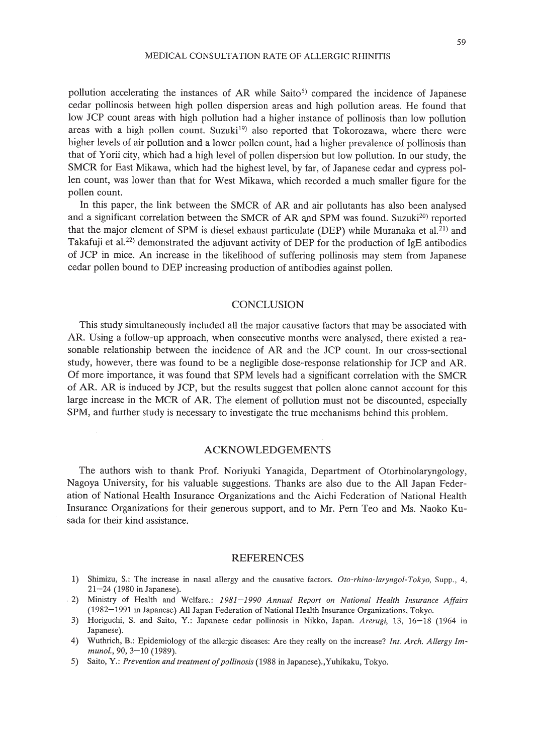pollution accelerating the instances of AR while Saito[5] compared the incidence of Japanese cedar pollinosis between high pollen dispersion areas and high pollution areas. He found that low JCP count areas with high pollution had a higher instance of pollinosis than low pollution areas with a high pollen count. Suzuki[19] also reported that Tokorozawa, where there were higher levels of air pollution and a lower pollen count, had a higher prevalence of pollinosis than that of Yorii city, which had a high level of pollen dispersion but low pollution. In our study, the SMCR for East Mikawa, which had the highest level, by far, of Japanese cedar and cypress pollen count, was lower than that for West Mikawa, which recorded a much smaller figure for the pollen count.

In this paper, the link between the SMCR of AR and air pollutants has also been analysed and a significant correlation between the SMCR of AR and SPM was found. Suzuki[20] reported that the major element of SPM is diesel exhaust particulate (DEP) while Muranaka et al.[21] and Takafuji et al.[22] demonstrated the adjuvant activity of DEP for the production of IgE antibodies of JCP in mice. An increase in the likelihood of suffering pollinosis may stem from Japanese cedar pollen bound to DEP increasing production of antibodies against pollen.

## CONCLUSION

This study simultaneously included all the major causative factors that may be associated with AR. Using a follow-up approach, when consecutive months were analysed, there existed a reasonable relationship between the incidence of AR and the JCP count. In our cross-sectional study, however, there was found to be a negligible dose-response relationship for JCP and AR. Of more importance, it was found that SPM levels had a significant correlation with the SMCR of AR. AR is induced by JCP, but the results suggest that pollen alone cannot account for this large increase in the MCR of AR. The element of pollution must not be discounted, especially SPM, and further study is necessary to investigate the true mechanisms behind this problem.

## ACKNOWLEDGEMENTS

The authors wish to thank Prof. Noriyuki Yanagida, Department of Otorhinolaryngology, Nagoya University, for his valuable suggestions. Thanks are also due to the All Japan Federation of National Health Insurance Organizations and the Aichi Federation of National Health Insurance Organizations for their generous support, and to Mr. Pern Teo and Ms. Naoko Kusada for their kind assistance.

## REFERENCES

1) Shimizu, S.: The increase in nasal allergy and the causative factors. *Oto-rhino-laryngol-Tokyo*, Supp., 4, 21–24 (1980 in Japanese).
2) Ministry of Health and Welfare.: *1981–1990 Annual Report on National Health Insurance Affairs* (1982–1991 in Japanese) All Japan Federation of National Health Insurance Organizations, Tokyo.
3) Horiguchi, S. and Saito, Y.: Japanese cedar pollinosis in Nikko, Japan. *Arerugi*, 13, 16–18 (1964 in Japanese).
4) Wuthrich, B.: Epidemiology of the allergic diseases: Are they really on the increase? *Int. Arch. Allergy Immunol.*, 90, 3–10 (1989).
5) Saito, Y.: *Prevention and treatment of pollinosis* (1988 in Japanese).,Yuhikaku, Tokyo.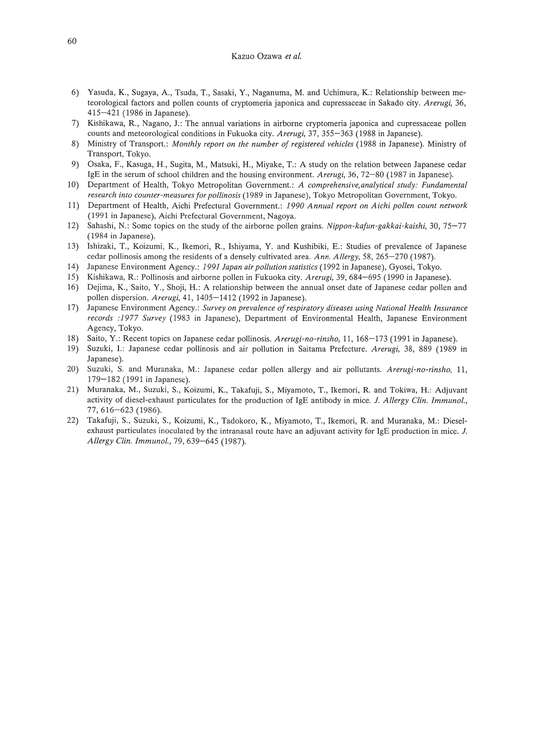6) Yasuda, K., Sugaya, A., Tsuda, T., Sasaki, Y., Naganuma, M. and Uchimura, K.: Relationship between meteorological factors and pollen counts of cryptomeria japonica and cupressaceae in Sakado city. *Arerugi*, 36, 415–421 (1986 in Japanese).

7) Kishikawa, R., Nagano, J.: The annual variations in airborne cryptomeria japonica and cupressaceae pollen counts and meteorological conditions in Fukuoka city. *Arerugi*, 37, 355–363 (1988 in Japanese).

8) Ministry of Transport.: *Monthly report on the number of registered vehicles* (1988 in Japanese). Ministry of Transport, Tokyo.

9) Osaka, F., Kasuga, H., Sugita, M., Matsuki, H., Miyake, T.: A study on the relation between Japanese cedar IgE in the serum of school children and the housing environment. *Arerugi*, 36, 72–80 (1987 in Japanese).

10) Department of Health, Tokyo Metropolitan Government.: *A comprehensive,analytical study: Fundamental research into counter-measures for pollinosis* (1989 in Japanese), Tokyo Metropolitan Government, Tokyo.

11) Department of Health, Aichi Prefectural Government.: *1990 Annual report on Aichi pollen count network* (1991 in Japanese), Aichi Prefectural Government, Nagoya.

12) Sahashi, N.: Some topics on the study of the airborne pollen grains. *Nippon-kafun-gakkai-kaishi*, 30, 75–77 (1984 in Japanese).

13) Ishizaki, T., Koizumi, K., Ikemori, R., Ishiyama, Y. and Kushibiki, E.: Studies of prevalence of Japanese cedar pollinosis among the residents of a densely cultivated area. *Ann. Allergy*, 58, 265–270 (1987).

14) Japanese Environment Agency.: *1991 Japan air pollution statistics* (1992 in Japanese), Gyosei, Tokyo.

15) Kishikawa, R.: Pollinosis and airborne pollen in Fukuoka city. *Arerugi*, 39, 684–695 (1990 in Japanese).

16) Dejima, K., Saito, Y., Shoji, H.: A relationship between the annual onset date of Japanese cedar pollen and pollen dispersion. *Arerugi*, 41, 1405–1412 (1992 in Japanese).

17) Japanese Environment Agency.: *Survey on prevalence of respiratory diseases using National Health Insurance records :1977 Survey* (1983 in Japanese), Department of Environmental Health, Japanese Environment Agency, Tokyo.

18) Saito, Y.: Recent topics on Japanese cedar pollinosis. *Arerugi-no-rinsho*, 11, 168–173 (1991 in Japanese).

19) Suzuki, I.: Japanese cedar pollinosis and air pollution in Saitama Prefecture. *Arerugi*, 38, 889 (1989 in Japanese).

20) Suzuki, S. and Muranaka, M.: Japanese cedar pollen allergy and air pollutants. *Arerugi-no-rinsho*, 11, 179–182 (1991 in Japanese).

21) Muranaka, M., Suzuki, S., Koizumi, K., Takafuji, S., Miyamoto, T., Ikemori, R. and Tokiwa, H.: Adjuvant activity of diesel-exhaust particulates for the production of IgE antibody in mice. *J. Allergy Clin. Immunol.*, 77, 616–623 (1986).

22) Takafuji, S., Suzuki, S., Koizumi, K., Tadokoro, K., Miyamoto, T., Ikemori, R. and Muranaka, M.: Diesel-exhaust particulates inoculated by the intranasal route have an adjuvant activity for IgE production in mice. *J. Allergy Clin. Immunol.*, 79, 639–645 (1987).